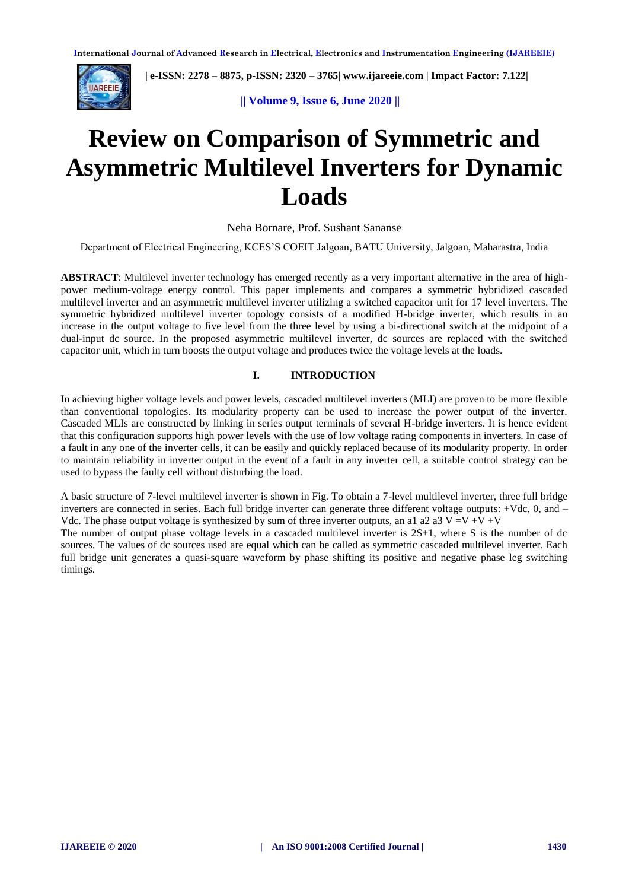# Review on Comparison of Symmetric and Asymmetric Multilevel Inverters for Dynamic Loads

Neha Bornare, Prof. Sushant Sananse

Department of Electrical Engineering, KCES'S COEIT Jalgoan, BATU University, Jalgoan, Maharastra, India

**ABSTRACT**: Multilevel inverter technology has emerged recently as a very important alternative in the area of high-power medium-voltage energy control. This paper implements and compares a symmetric hybridized cascaded multilevel inverter and an asymmetric multilevel inverter utilizing a switched capacitor unit for 17 level inverters. The symmetric hybridized multilevel inverter topology consists of a modified H-bridge inverter, which results in an increase in the output voltage to five level from the three level by using a bi-directional switch at the midpoint of a dual-input dc source. In the proposed asymmetric multilevel inverter, dc sources are replaced with the switched capacitor unit, which in turn boosts the output voltage and produces twice the voltage levels at the loads.

## I. INTRODUCTION

In achieving higher voltage levels and power levels, cascaded multilevel inverters (MLI) are proven to be more flexible than conventional topologies. Its modularity property can be used to increase the power output of the inverter. Cascaded MLIs are constructed by linking in series output terminals of several H-bridge inverters. It is hence evident that this configuration supports high power levels with the use of low voltage rating components in inverters. In case of a fault in any one of the inverter cells, it can be easily and quickly replaced because of its modularity property. In order to maintain reliability in inverter output in the event of a fault in any inverter cell, a suitable control strategy can be used to bypass the faulty cell without disturbing the load.

A basic structure of 7-level multilevel inverter is shown in Fig. To obtain a 7-level multilevel inverter, three full bridge inverters are connected in series. Each full bridge inverter can generate three different voltage outputs: +Vdc, 0, and –Vdc. The phase output voltage is synthesized by sum of three inverter outputs, an a1 a2 a3 V =V +V +V

The number of output phase voltage levels in a cascaded multilevel inverter is 2S+1, where S is the number of dc sources. The values of dc sources used are equal which can be called as symmetric cascaded multilevel inverter. Each full bridge unit generates a quasi-square waveform by phase shifting its positive and negative phase leg switching timings.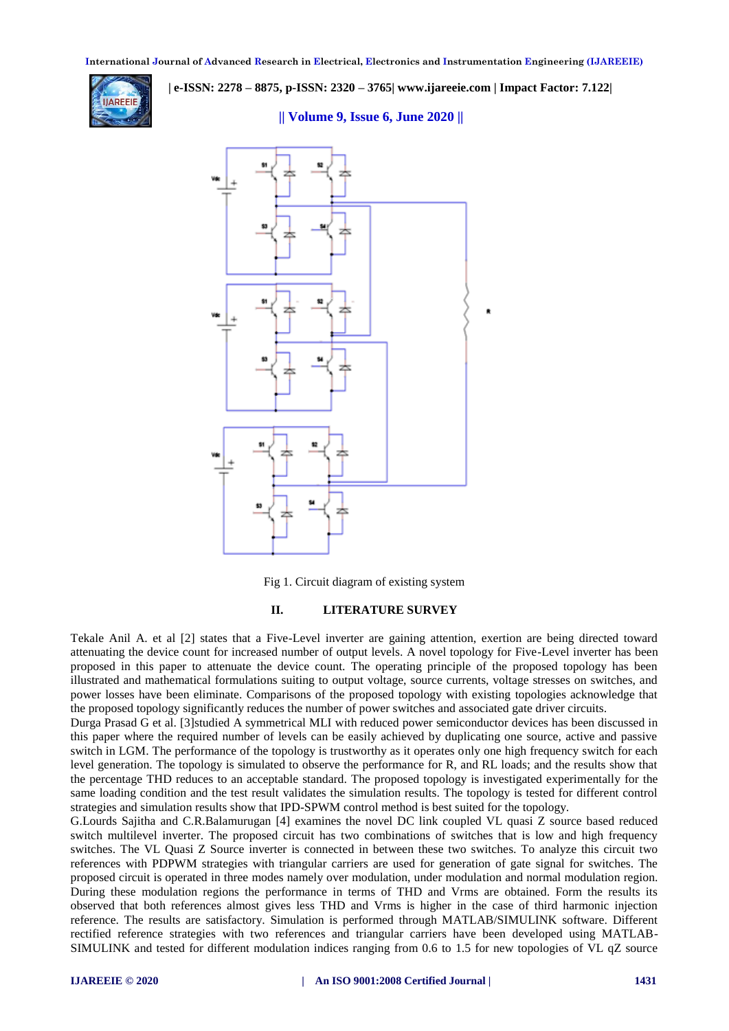Fig 1. Circuit diagram of existing system

## II. LITERATURE SURVEY

Tekale Anil A. et al [2] states that a Five-Level inverter are gaining attention, exertion are being directed toward attenuating the device count for increased number of output levels. A novel topology for Five-Level inverter has been proposed in this paper to attenuate the device count. The operating principle of the proposed topology has been illustrated and mathematical formulations suiting to output voltage, source currents, voltage stresses on switches, and power losses have been eliminate. Comparisons of the proposed topology with existing topologies acknowledge that the proposed topology significantly reduces the number of power switches and associated gate driver circuits.

Durga Prasad G et al. [3]studied A symmetrical MLI with reduced power semiconductor devices has been discussed in this paper where the required number of levels can be easily achieved by duplicating one source, active and passive switch in LGM. The performance of the topology is trustworthy as it operates only one high frequency switch for each level generation. The topology is simulated to observe the performance for R, and RL loads; and the results show that the percentage THD reduces to an acceptable standard. The proposed topology is investigated experimentally for the same loading condition and the test result validates the simulation results. The topology is tested for different control strategies and simulation results show that IPD-SPWM control method is best suited for the topology.

G.Lourds Sajitha and C.R.Balamurugan [4] examines the novel DC link coupled VL quasi Z source based reduced switch multilevel inverter. The proposed circuit has two combinations of switches that is low and high frequency switches. The VL Quasi Z Source inverter is connected in between these two switches. To analyze this circuit two references with PDPWM strategies with triangular carriers are used for generation of gate signal for switches. The proposed circuit is operated in three modes namely over modulation, under modulation and normal modulation region. During these modulation regions the performance in terms of THD and Vrms are obtained. Form the results its observed that both references almost gives less THD and Vrms is higher in the case of third harmonic injection reference. The results are satisfactory. Simulation is performed through MATLAB/SIMULINK software. Different rectified reference strategies with two references and triangular carriers have been developed using MATLAB-SIMULINK and tested for different modulation indices ranging from 0.6 to 1.5 for new topologies of VL qZ source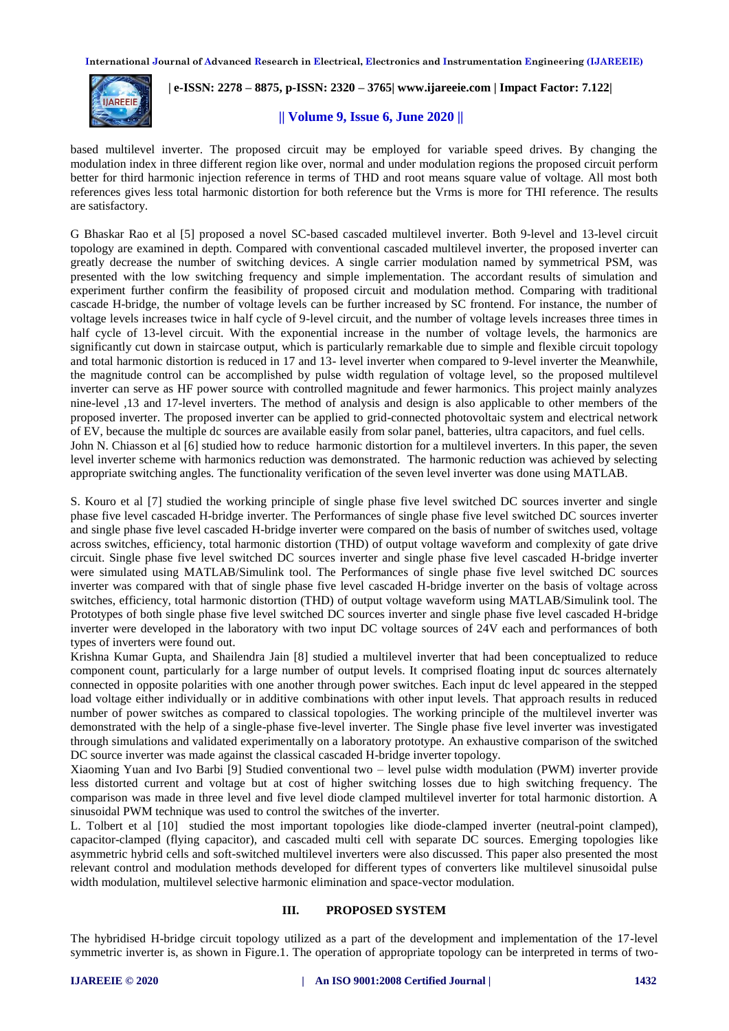based multilevel inverter. The proposed circuit may be employed for variable speed drives. By changing the modulation index in three different region like over, normal and under modulation regions the proposed circuit perform better for third harmonic injection reference in terms of THD and root means square value of voltage. All most both references gives less total harmonic distortion for both reference but the Vrms is more for THI reference. The results are satisfactory.

G Bhaskar Rao et al [5] proposed a novel SC-based cascaded multilevel inverter. Both 9-level and 13-level circuit topology are examined in depth. Compared with conventional cascaded multilevel inverter, the proposed inverter can greatly decrease the number of switching devices. A single carrier modulation named by symmetrical PSM, was presented with the low switching frequency and simple implementation. The accordant results of simulation and experiment further confirm the feasibility of proposed circuit and modulation method. Comparing with traditional cascade H-bridge, the number of voltage levels can be further increased by SC frontend. For instance, the number of voltage levels increases twice in half cycle of 9-level circuit, and the number of voltage levels increases three times in half cycle of 13-level circuit. With the exponential increase in the number of voltage levels, the harmonics are significantly cut down in staircase output, which is particularly remarkable due to simple and flexible circuit topology and total harmonic distortion is reduced in 17 and 13- level inverter when compared to 9-level inverter the Meanwhile, the magnitude control can be accomplished by pulse width regulation of voltage level, so the proposed multilevel inverter can serve as HF power source with controlled magnitude and fewer harmonics. This project mainly analyzes nine-level ,13 and 17-level inverters. The method of analysis and design is also applicable to other members of the proposed inverter. The proposed inverter can be applied to grid-connected photovoltaic system and electrical network of EV, because the multiple dc sources are available easily from solar panel, batteries, ultra capacitors, and fuel cells.

John N. Chiasson et al [6] studied how to reduce harmonic distortion for a multilevel inverters. In this paper, the seven level inverter scheme with harmonics reduction was demonstrated. The harmonic reduction was achieved by selecting appropriate switching angles. The functionality verification of the seven level inverter was done using MATLAB.

S. Kouro et al [7] studied the working principle of single phase five level switched DC sources inverter and single phase five level cascaded H-bridge inverter. The Performances of single phase five level switched DC sources inverter and single phase five level cascaded H-bridge inverter were compared on the basis of number of switches used, voltage across switches, efficiency, total harmonic distortion (THD) of output voltage waveform and complexity of gate drive circuit. Single phase five level switched DC sources inverter and single phase five level cascaded H-bridge inverter were simulated using MATLAB/Simulink tool. The Performances of single phase five level switched DC sources inverter was compared with that of single phase five level cascaded H-bridge inverter on the basis of voltage across switches, efficiency, total harmonic distortion (THD) of output voltage waveform using MATLAB/Simulink tool. The Prototypes of both single phase five level switched DC sources inverter and single phase five level cascaded H-bridge inverter were developed in the laboratory with two input DC voltage sources of 24V each and performances of both types of inverters were found out.

Krishna Kumar Gupta, and Shailendra Jain [8] studied a multilevel inverter that had been conceptualized to reduce component count, particularly for a large number of output levels. It comprised floating input dc sources alternately connected in opposite polarities with one another through power switches. Each input dc level appeared in the stepped load voltage either individually or in additive combinations with other input levels. That approach results in reduced number of power switches as compared to classical topologies. The working principle of the multilevel inverter was demonstrated with the help of a single-phase five-level inverter. The Single phase five level inverter was investigated through simulations and validated experimentally on a laboratory prototype. An exhaustive comparison of the switched DC source inverter was made against the classical cascaded H-bridge inverter topology.

Xiaoming Yuan and Ivo Barbi [9] Studied conventional two – level pulse width modulation (PWM) inverter provide less distorted current and voltage but at cost of higher switching losses due to high switching frequency. The comparison was made in three level and five level diode clamped multilevel inverter for total harmonic distortion. A sinusoidal PWM technique was used to control the switches of the inverter.

L. Tolbert et al [10] studied the most important topologies like diode-clamped inverter (neutral-point clamped), capacitor-clamped (flying capacitor), and cascaded multi cell with separate DC sources. Emerging topologies like asymmetric hybrid cells and soft-switched multilevel inverters were also discussed. This paper also presented the most relevant control and modulation methods developed for different types of converters like multilevel sinusoidal pulse width modulation, multilevel selective harmonic elimination and space-vector modulation.

## III. PROPOSED SYSTEM

The hybridised H-bridge circuit topology utilized as a part of the development and implementation of the 17-level symmetric inverter is, as shown in Figure.1. The operation of appropriate topology can be interpreted in terms of two-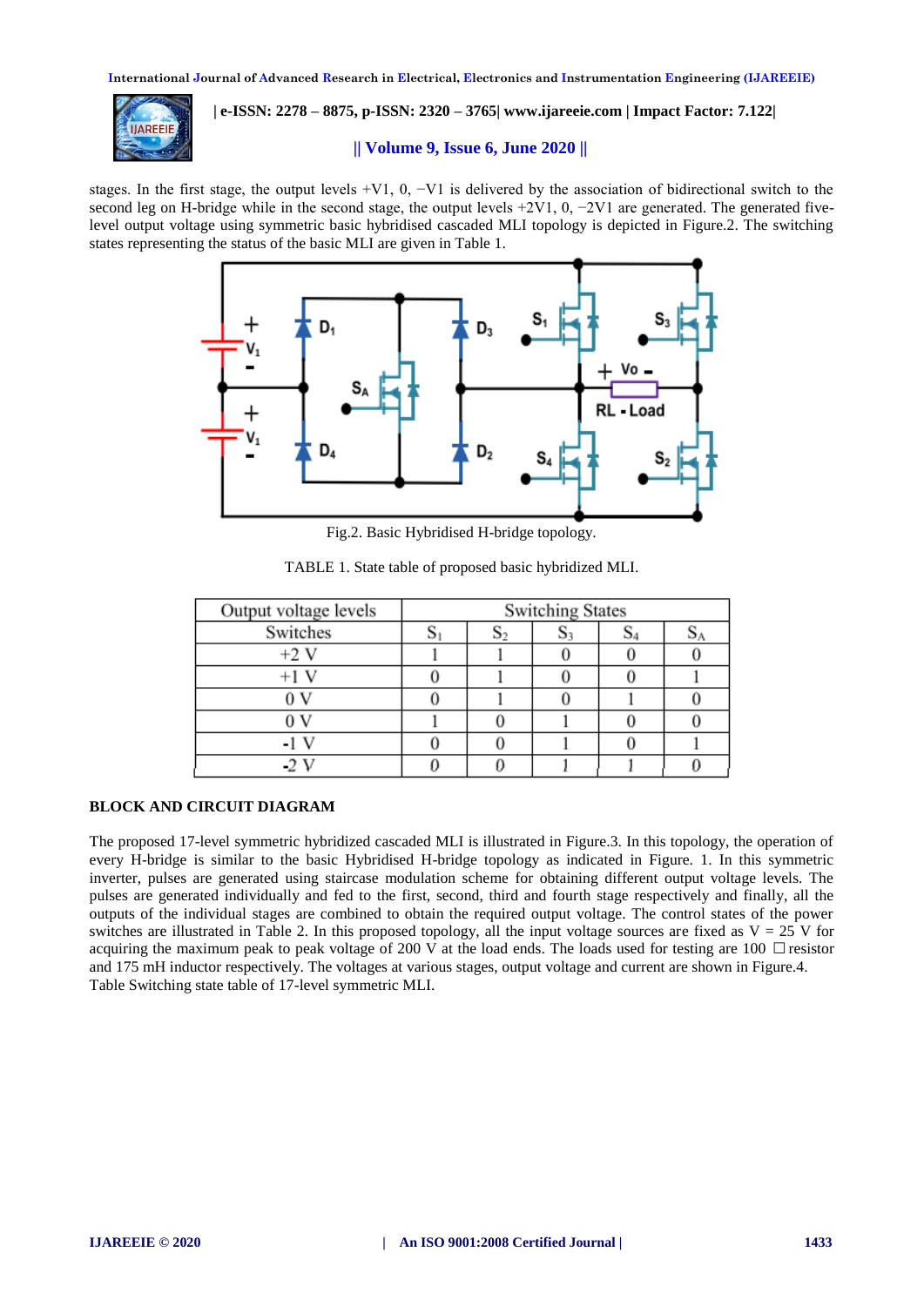stages. In the first stage, the output levels +V1, 0, −V1 is delivered by the association of bidirectional switch to the second leg on H-bridge while in the second stage, the output levels +2V1, 0, −2V1 are generated. The generated five-level output voltage using symmetric basic hybridised cascaded MLI topology is depicted in Figure.2. The switching states representing the status of the basic MLI are given in Table 1.

Fig.2. Basic Hybridised H-bridge topology.

TABLE 1. State table of proposed basic hybridized MLI.

| Output voltage levels | Switching States | | | | |
|---|---|---|---|---|---|
| Switches | $S_1$ | $S_2$ | $S_3$ | $S_4$ | $S_A$ |
| +2 V | 1 | 1 | 0 | 0 | 0 |
| +1 V | 0 | 1 | 0 | 0 | 1 |
| 0 V | 0 | 1 | 0 | 1 | 0 |
| 0 V | 1 | 0 | 1 | 0 | 0 |
| -1 V | 0 | 0 | 1 | 0 | 1 |
| -2 V | 0 | 0 | 1 | 1 | 0 |

**BLOCK AND CIRCUIT DIAGRAM**

The proposed 17-level symmetric hybridized cascaded MLI is illustrated in Figure.3. In this topology, the operation of every H-bridge is similar to the basic Hybridised H-bridge topology as indicated in Figure. 1. In this symmetric inverter, pulses are generated using staircase modulation scheme for obtaining different output voltage levels. The pulses are generated individually and fed to the first, second, third and fourth stage respectively and finally, all the outputs of the individual stages are combined to obtain the required output voltage. The control states of the power switches are illustrated in Table 2. In this proposed topology, all the input voltage sources are fixed as V = 25 V for acquiring the maximum peak to peak voltage of 200 V at the load ends. The loads used for testing are 100 □ resistor and 175 mH inductor respectively. The voltages at various stages, output voltage and current are shown in Figure.4. Table Switching state table of 17-level symmetric MLI.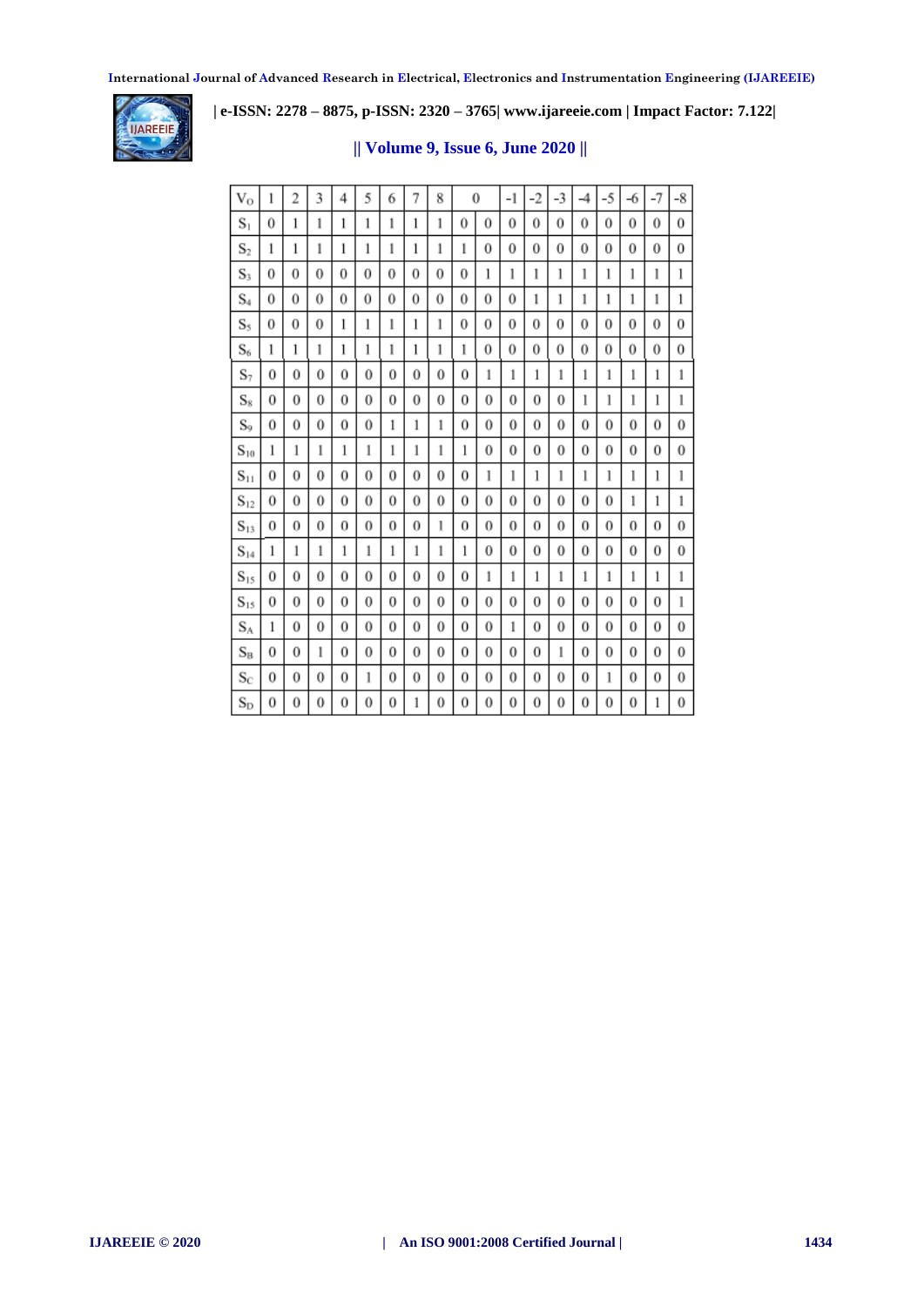| $V_O$ | 1 | 2 | 3 | 4 | 5 | 6 | 7 | 8 | 0 | | -1 | -2 | -3 | -4 | -5 | -6 | -7 | -8 |
|---|---|---|---|---|---|---|---|---|---|---|---|---|---|---|---|---|---|---|
| $S_1$ | 0 | 1 | 1 | 1 | 1 | 1 | 1 | 1 | 0 | 0 | 0 | 0 | 0 | 0 | 0 | 0 | 0 | 0 |
| $S_2$ | 1 | 1 | 1 | 1 | 1 | 1 | 1 | 1 | 1 | 0 | 0 | 0 | 0 | 0 | 0 | 0 | 0 | 0 |
| $S_3$ | 0 | 0 | 0 | 0 | 0 | 0 | 0 | 0 | 0 | 1 | 1 | 1 | 1 | 1 | 1 | 1 | 1 | 1 |
| $S_4$ | 0 | 0 | 0 | 0 | 0 | 0 | 0 | 0 | 0 | 0 | 0 | 1 | 1 | 1 | 1 | 1 | 1 | 1 |
| $S_5$ | 0 | 0 | 0 | 1 | 1 | 1 | 1 | 1 | 0 | 0 | 0 | 0 | 0 | 0 | 0 | 0 | 0 | 0 |
| $S_6$ | 1 | 1 | 1 | 1 | 1 | 1 | 1 | 1 | 1 | 0 | 0 | 0 | 0 | 0 | 0 | 0 | 0 | 0 |
| $S_7$ | 0 | 0 | 0 | 0 | 0 | 0 | 0 | 0 | 0 | 1 | 1 | 1 | 1 | 1 | 1 | 1 | 1 | 1 |
| $S_8$ | 0 | 0 | 0 | 0 | 0 | 0 | 0 | 0 | 0 | 0 | 0 | 0 | 0 | 1 | 1 | 1 | 1 | 1 |
| $S_9$ | 0 | 0 | 0 | 0 | 0 | 1 | 1 | 1 | 0 | 0 | 0 | 0 | 0 | 0 | 0 | 0 | 0 | 0 |
| $S_{10}$ | 1 | 1 | 1 | 1 | 1 | 1 | 1 | 1 | 1 | 0 | 0 | 0 | 0 | 0 | 0 | 0 | 0 | 0 |
| $S_{11}$ | 0 | 0 | 0 | 0 | 0 | 0 | 0 | 0 | 0 | 1 | 1 | 1 | 1 | 1 | 1 | 1 | 1 | 1 |
| $S_{12}$ | 0 | 0 | 0 | 0 | 0 | 0 | 0 | 0 | 0 | 0 | 0 | 0 | 0 | 0 | 0 | 1 | 1 | 1 |
| $S_{13}$ | 0 | 0 | 0 | 0 | 0 | 0 | 0 | 1 | 0 | 0 | 0 | 0 | 0 | 0 | 0 | 0 | 0 | 0 |
| $S_{14}$ | 1 | 1 | 1 | 1 | 1 | 1 | 1 | 1 | 1 | 0 | 0 | 0 | 0 | 0 | 0 | 0 | 0 | 0 |
| $S_{15}$ | 0 | 0 | 0 | 0 | 0 | 0 | 0 | 0 | 0 | 1 | 1 | 1 | 1 | 1 | 1 | 1 | 1 | 1 |
| $S_{15}$ | 0 | 0 | 0 | 0 | 0 | 0 | 0 | 0 | 0 | 0 | 0 | 0 | 0 | 0 | 0 | 0 | 0 | 1 |
| $S_A$ | 1 | 0 | 0 | 0 | 0 | 0 | 0 | 0 | 0 | 0 | 1 | 0 | 0 | 0 | 0 | 0 | 0 | 0 |
| $S_B$ | 0 | 0 | 1 | 0 | 0 | 0 | 0 | 0 | 0 | 0 | 0 | 0 | 1 | 0 | 0 | 0 | 0 | 0 |
| $S_C$ | 0 | 0 | 0 | 0 | 1 | 0 | 0 | 0 | 0 | 0 | 0 | 0 | 0 | 0 | 1 | 0 | 0 | 0 |
| $S_D$ | 0 | 0 | 0 | 0 | 0 | 0 | 1 | 0 | 0 | 0 | 0 | 0 | 0 | 0 | 0 | 0 | 1 | 0 |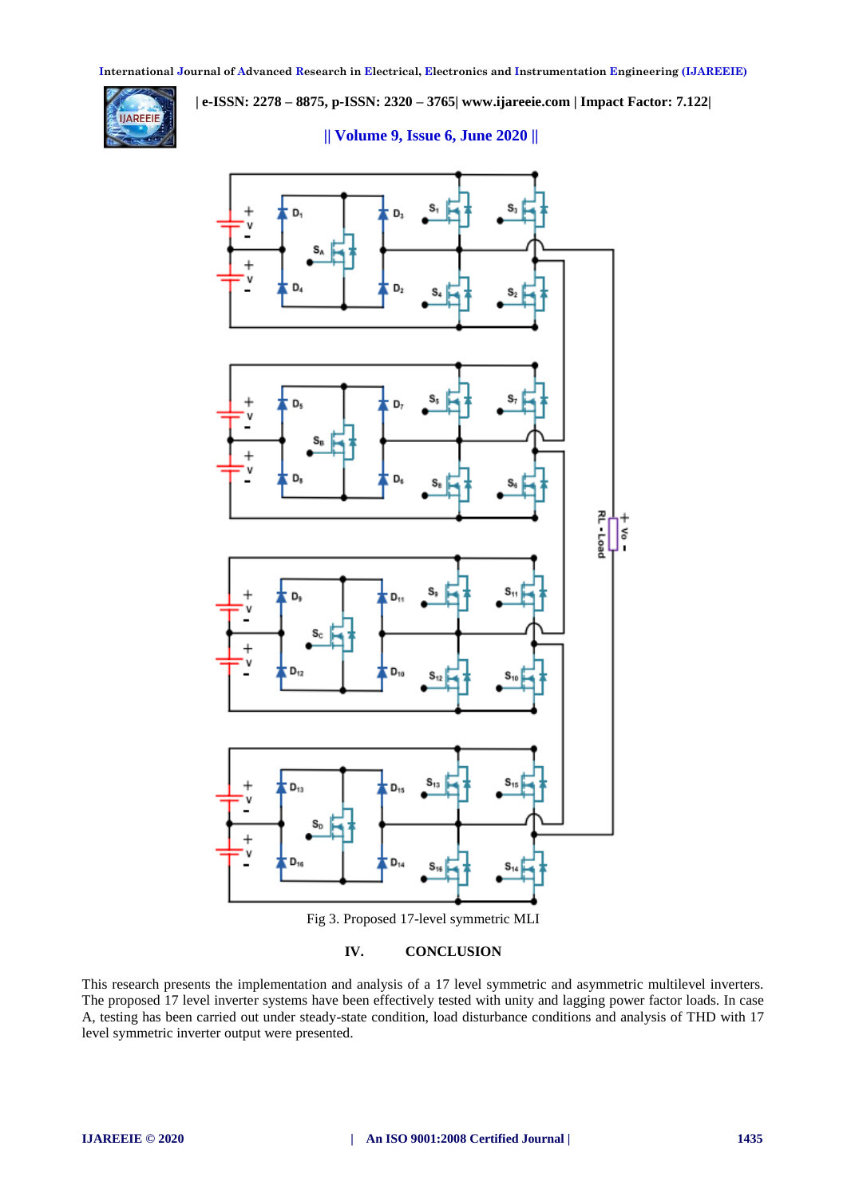Fig 3. Proposed 17-level symmetric MLI

## IV. CONCLUSION

This research presents the implementation and analysis of a 17 level symmetric and asymmetric multilevel inverters. The proposed 17 level inverter systems have been effectively tested with unity and lagging power factor loads. In case A, testing has been carried out under steady-state condition, load disturbance conditions and analysis of THD with 17 level symmetric inverter output were presented.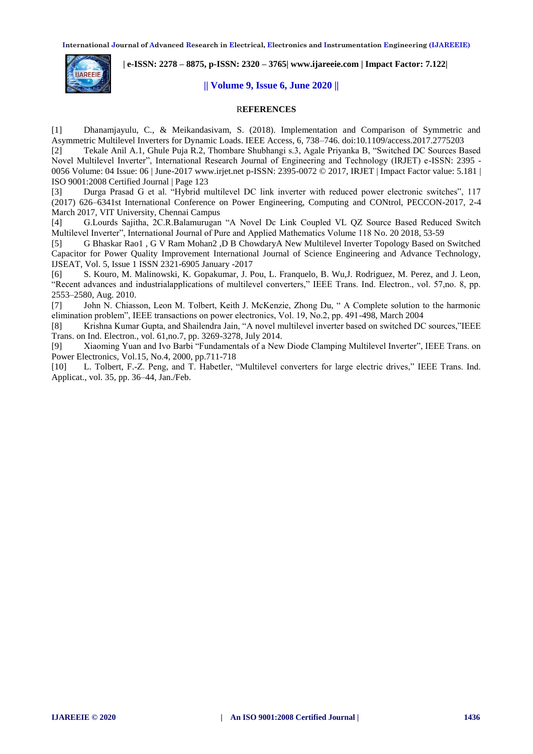## REFERENCES

[1] Dhanamjayulu, C., & Meikandasivam, S. (2018). Implementation and Comparison of Symmetric and Asymmetric Multilevel Inverters for Dynamic Loads. IEEE Access, 6, 738–746. doi:10.1109/access.2017.2775203

[2] Tekale Anil A.1, Ghule Puja R.2, Thombare Shubhangi s.3, Agale Priyanka B, "Switched DC Sources Based Novel Multilevel Inverter", International Research Journal of Engineering and Technology (IRJET) e-ISSN: 2395 -0056 Volume: 04 Issue: 06 | June-2017 www.irjet.net p-ISSN: 2395-0072 © 2017, IRJET | Impact Factor value: 5.181 | ISO 9001:2008 Certified Journal | Page 123

[3] Durga Prasad G et al. "Hybrid multilevel DC link inverter with reduced power electronic switches", 117 (2017) 626–6341st International Conference on Power Engineering, Computing and CONtrol, PECCON-2017, 2-4 March 2017, VIT University, Chennai Campus

[4] G.Lourds Sajitha, 2C.R.Balamurugan "A Novel Dc Link Coupled VL QZ Source Based Reduced Switch Multilevel Inverter", International Journal of Pure and Applied Mathematics Volume 118 No. 20 2018, 53-59

[5] G Bhaskar Rao1 , G V Ram Mohan2 ,D B ChowdaryA New Multilevel Inverter Topology Based on Switched Capacitor for Power Quality Improvement International Journal of Science Engineering and Advance Technology, IJSEAT, Vol. 5, Issue 1 ISSN 2321-6905 January -2017

[6] S. Kouro, M. Malinowski, K. Gopakumar, J. Pou, L. Franquelo, B. Wu,J. Rodriguez, M. Perez, and J. Leon, "Recent advances and industrialapplications of multilevel converters," IEEE Trans. Ind. Electron., vol. 57,no. 8, pp. 2553–2580, Aug. 2010.

[7] John N. Chiasson, Leon M. Tolbert, Keith J. McKenzie, Zhong Du, " A Complete solution to the harmonic elimination problem", IEEE transactions on power electronics, Vol. 19, No.2, pp. 491-498, March 2004

[8] Krishna Kumar Gupta, and Shailendra Jain, "A novel multilevel inverter based on switched DC sources,"IEEE Trans. on Ind. Electron., vol. 61,no.7, pp. 3269-3278, July 2014.

[9] Xiaoming Yuan and Ivo Barbi "Fundamentals of a New Diode Clamping Multilevel Inverter", IEEE Trans. on Power Electronics, Vol.15, No.4, 2000, pp.711-718

[10] L. Tolbert, F.-Z. Peng, and T. Habetler, "Multilevel converters for large electric drives," IEEE Trans. Ind. Applicat., vol. 35, pp. 36–44, Jan./Feb.